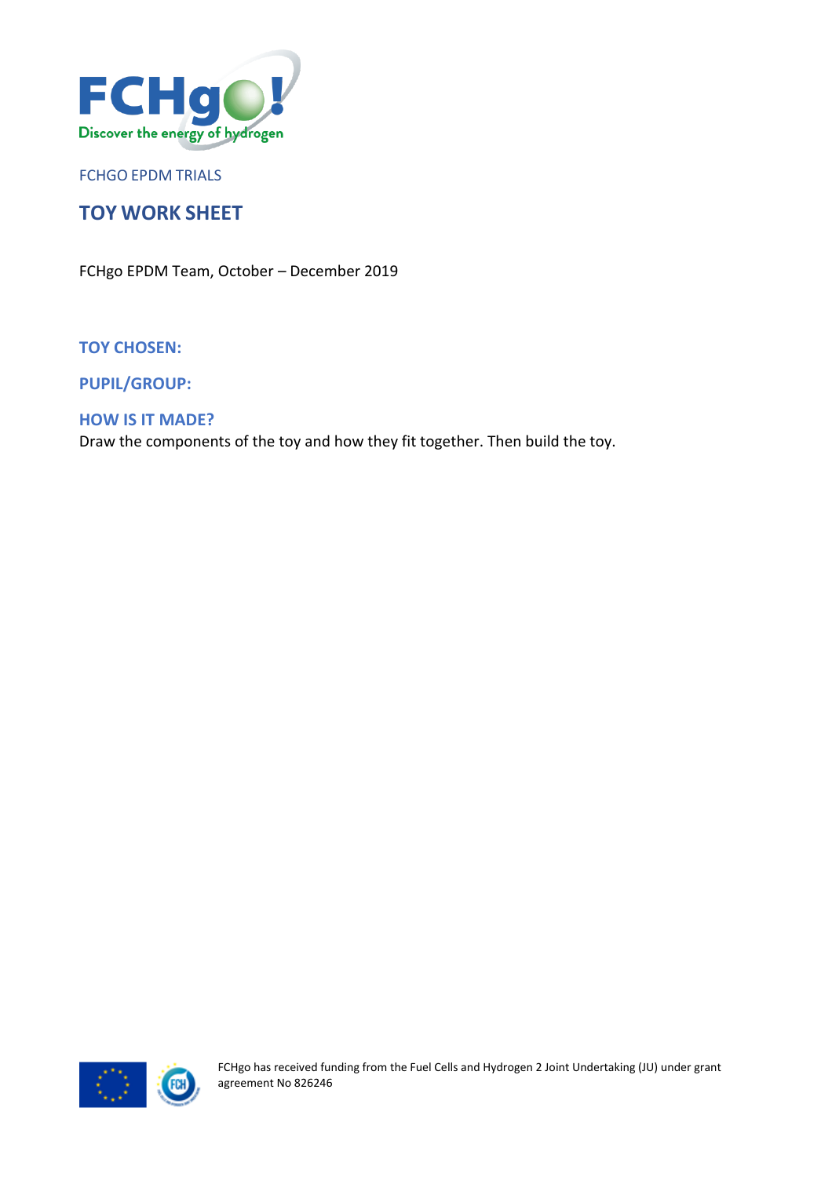FCHGO EPDM TRIALS

# TOY WORK SHEET

FCHgo EPDM Team, October – December 2019

**TOY CHOSEN:**

**PUPIL/GROUP:**

**HOW IS IT MADE?**

Draw the components of the toy and how they fit together. Then build the toy.

FCHgo has received funding from the Fuel Cells and Hydrogen 2 Joint Undertaking (JU) under grant agreement No 826246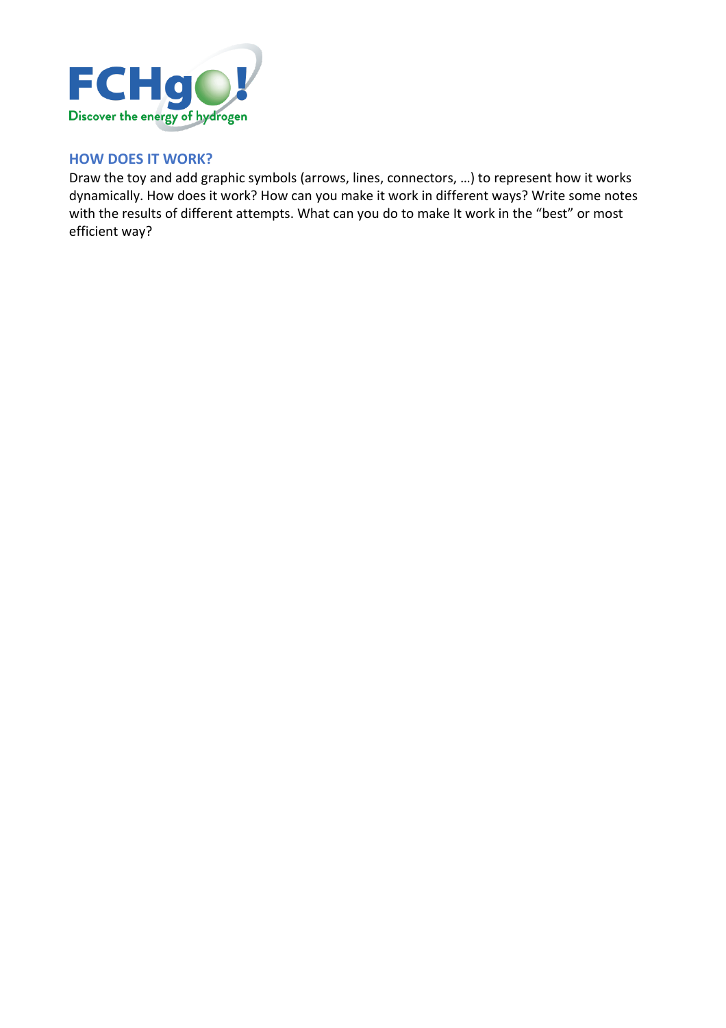## HOW DOES IT WORK?

Draw the toy and add graphic symbols (arrows, lines, connectors, …) to represent how it works dynamically. How does it work? How can you make it work in different ways? Write some notes with the results of different attempts. What can you do to make It work in the “best” or most efficient way?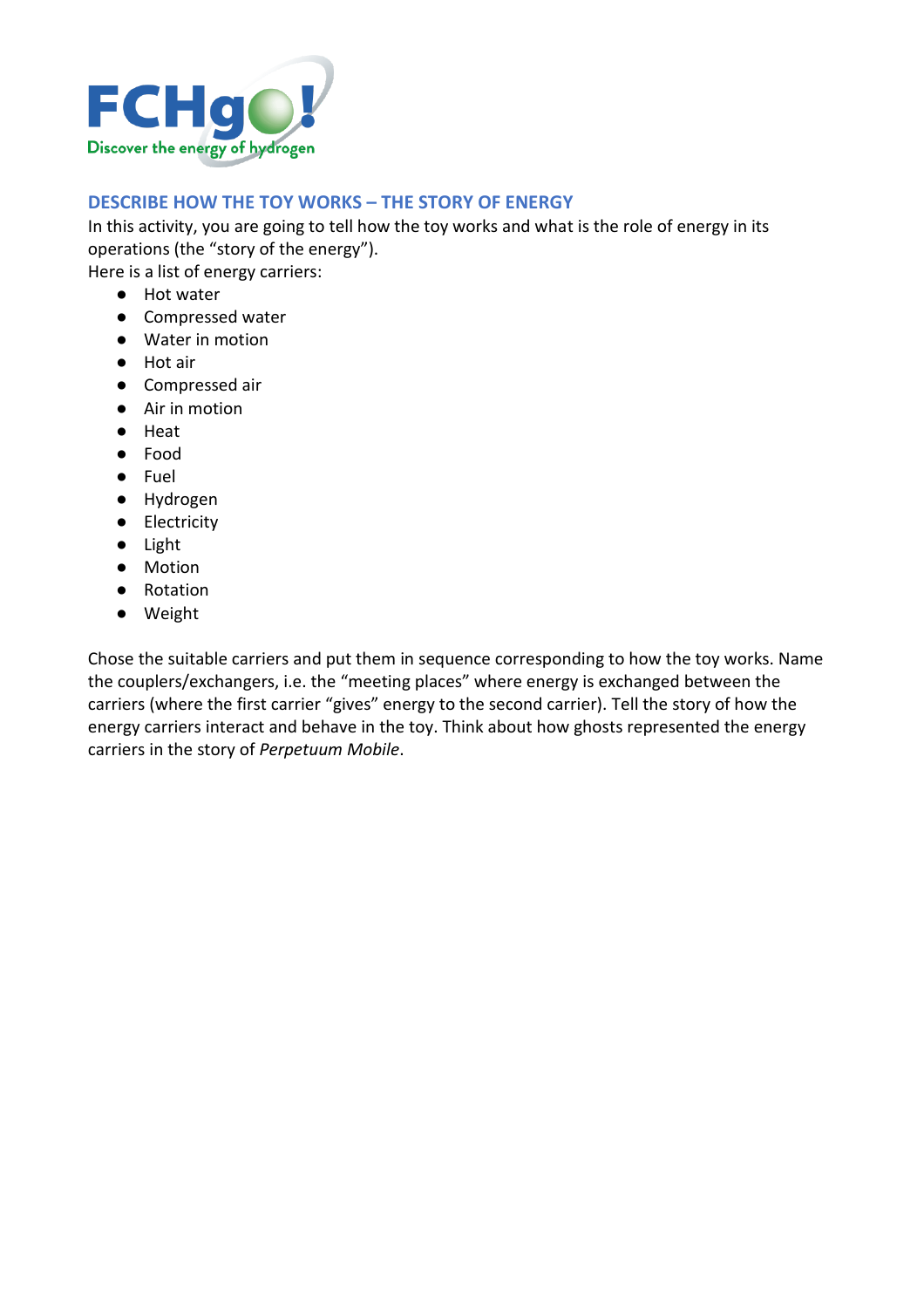## DESCRIBE HOW THE TOY WORKS – THE STORY OF ENERGY

In this activity, you are going to tell how the toy works and what is the role of energy in its operations (the "story of the energy").

Here is a list of energy carriers:

- Hot water
- Compressed water
- Water in motion
- Hot air
- Compressed air
- Air in motion
- Heat
- Food
- Fuel
- Hydrogen
- Electricity
- Light
- Motion
- Rotation
- Weight

Chose the suitable carriers and put them in sequence corresponding to how the toy works. Name the couplers/exchangers, i.e. the "meeting places" where energy is exchanged between the carriers (where the first carrier "gives" energy to the second carrier). Tell the story of how the energy carriers interact and behave in the toy. Think about how ghosts represented the energy carriers in the story of *Perpetuum Mobile*.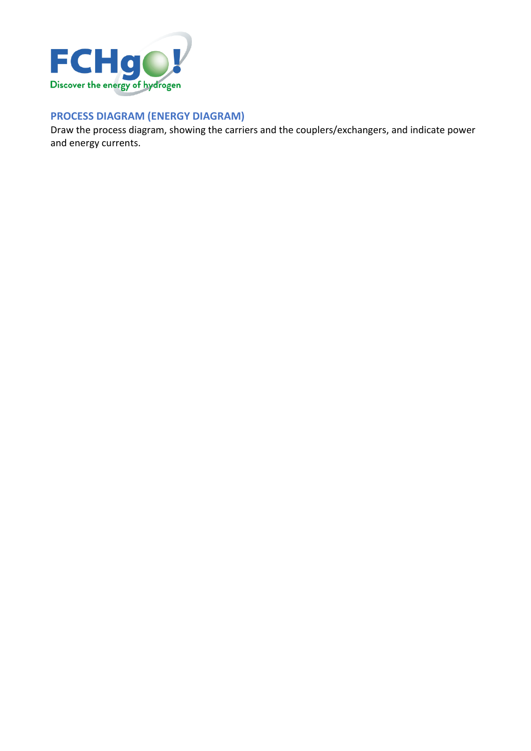## PROCESS DIAGRAM (ENERGY DIAGRAM)

Draw the process diagram, showing the carriers and the couplers/exchangers, and indicate power and energy currents.